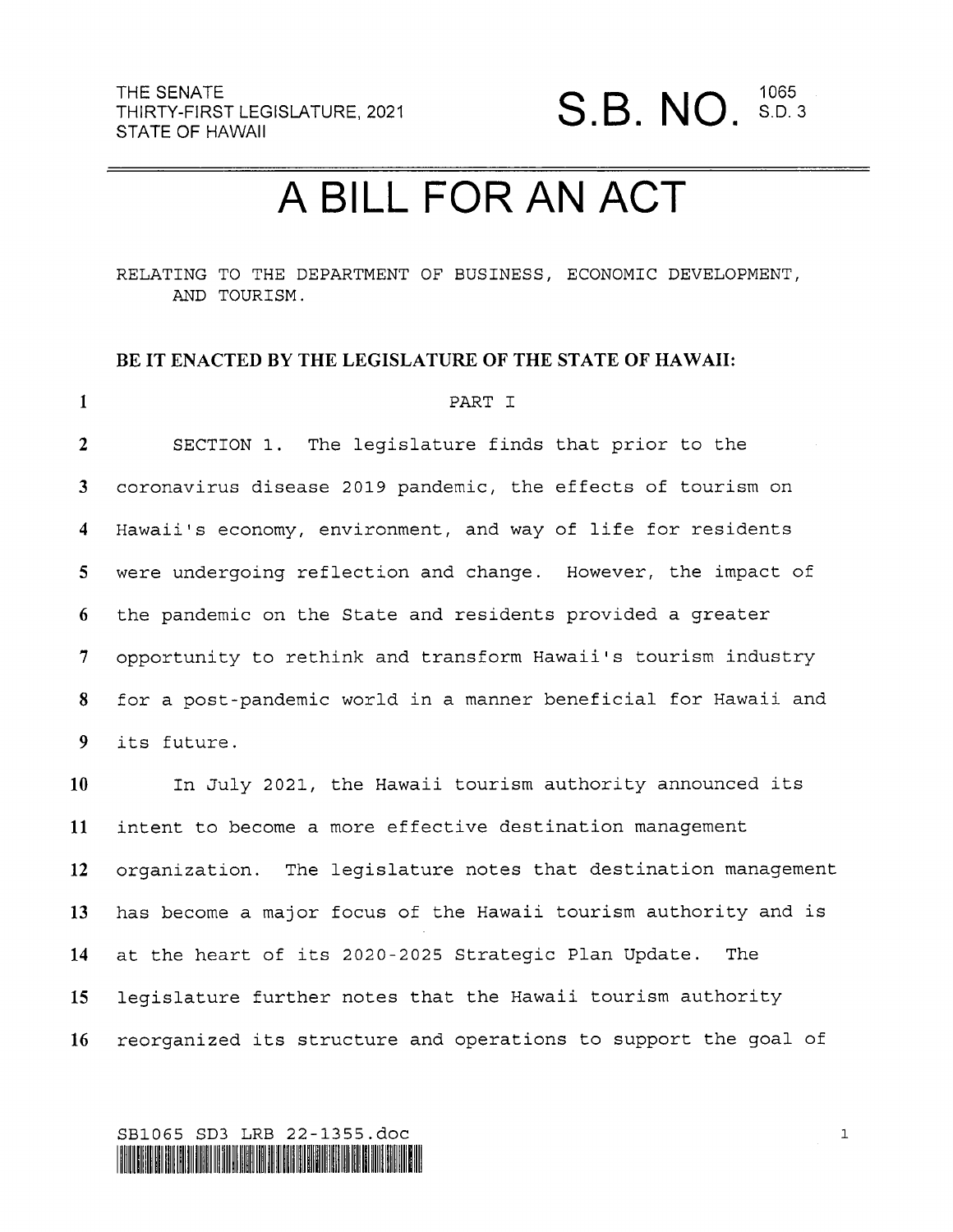THE SENATE
THIRTY-FIRST LEGISLATURE, 2021
STATE OF HAWAII

# S.B. NO. 1065 S.D. 3

# A BILL FOR AN ACT

RELATING TO THE DEPARTMENT OF BUSINESS, ECONOMIC DEVELOPMENT, AND TOURISM.

**BE IT ENACTED BY THE LEGISLATURE OF THE STATE OF HAWAII:**

PART I

SECTION 1. The legislature finds that prior to the coronavirus disease 2019 pandemic, the effects of tourism on Hawaii's economy, environment, and way of life for residents were undergoing reflection and change. However, the impact of the pandemic on the State and residents provided a greater opportunity to rethink and transform Hawaii's tourism industry for a post-pandemic world in a manner beneficial for Hawaii and its future.

In July 2021, the Hawaii tourism authority announced its intent to become a more effective destination management organization. The legislature notes that destination management has become a major focus of the Hawaii tourism authority and is at the heart of its 2020-2025 Strategic Plan Update. The legislature further notes that the Hawaii tourism authority reorganized its structure and operations to support the goal of

SB1065 SD3 LRB 22-1355.doc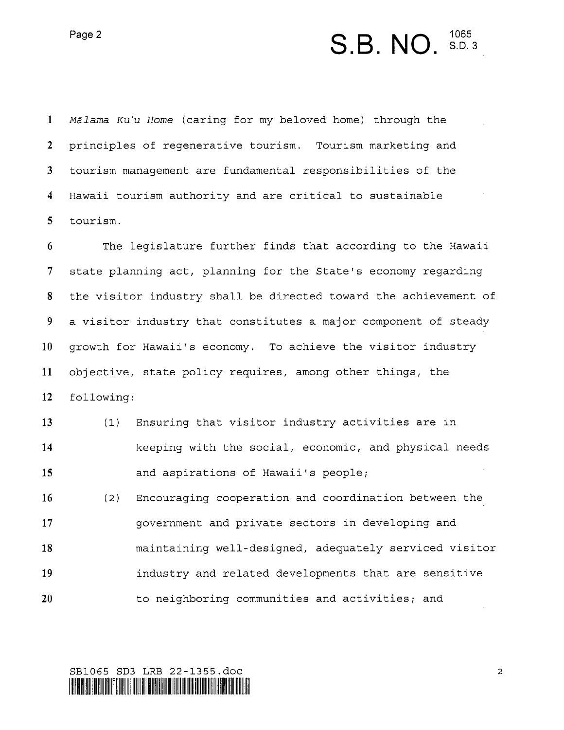*Mālama Kuʻu Home* (caring for my beloved home) through the principles of regenerative tourism. Tourism marketing and tourism management are fundamental responsibilities of the Hawaii tourism authority and are critical to sustainable tourism.

The legislature further finds that according to the Hawaii state planning act, planning for the State's economy regarding the visitor industry shall be directed toward the achievement of a visitor industry that constitutes a major component of steady growth for Hawaii's economy. To achieve the visitor industry objective, state policy requires, among other things, the following:

(1) Ensuring that visitor industry activities are in keeping with the social, economic, and physical needs and aspirations of Hawaii's people;

(2) Encouraging cooperation and coordination between the government and private sectors in developing and maintaining well-designed, adequately serviced visitor industry and related developments that are sensitive to neighboring communities and activities; and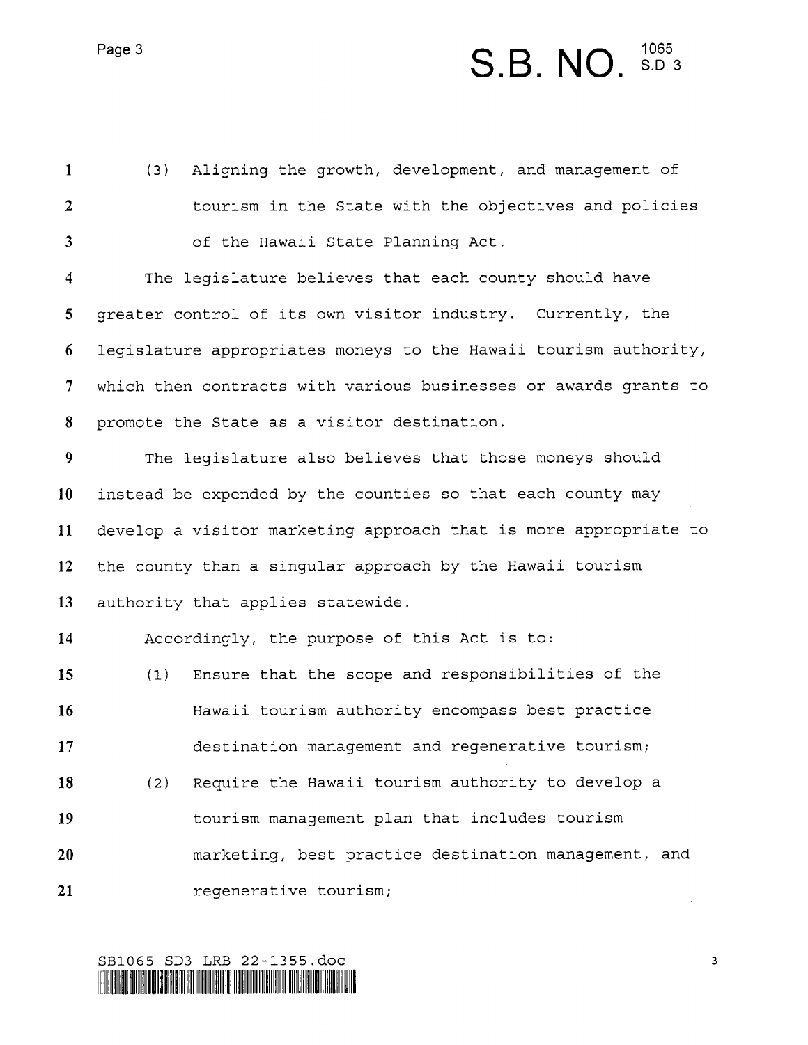(3) Aligning the growth, development, and management of tourism in the State with the objectives and policies of the Hawaii State Planning Act.

The legislature believes that each county should have greater control of its own visitor industry. Currently, the legislature appropriates moneys to the Hawaii tourism authority, which then contracts with various businesses or awards grants to promote the State as a visitor destination.

The legislature also believes that those moneys should instead be expended by the counties so that each county may develop a visitor marketing approach that is more appropriate to the county than a singular approach by the Hawaii tourism authority that applies statewide.

Accordingly, the purpose of this Act is to:

(1) Ensure that the scope and responsibilities of the Hawaii tourism authority encompass best practice destination management and regenerative tourism;

(2) Require the Hawaii tourism authority to develop a tourism management plan that includes tourism marketing, best practice destination management, and regenerative tourism;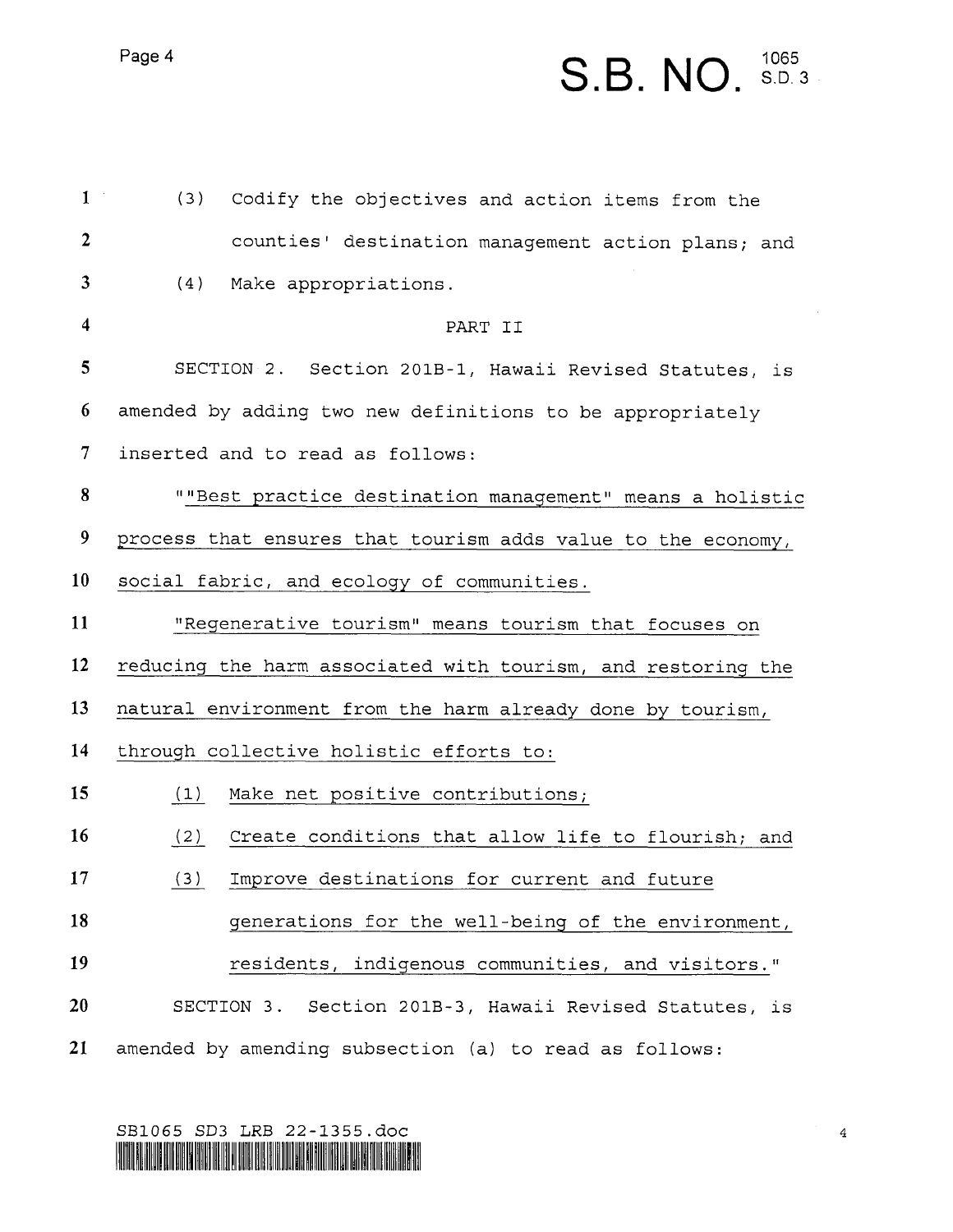(3) Codify the objectives and action items from the counties' destination management action plans; and

(4) Make appropriations.

PART II

SECTION 2. Section 201B-1, Hawaii Revised Statutes, is amended by adding two new definitions to be appropriately inserted and to read as follows:

""Best practice destination management" means a holistic process that ensures that tourism adds value to the economy, social fabric, and ecology of communities.

"Regenerative tourism" means tourism that focuses on reducing the harm associated with tourism, and restoring the natural environment from the harm already done by tourism, through collective holistic efforts to:

(1) Make net positive contributions;

(2) Create conditions that allow life to flourish; and

(3) Improve destinations for current and future generations for the well-being of the environment, residents, indigenous communities, and visitors."

SECTION 3. Section 201B-3, Hawaii Revised Statutes, is amended by amending subsection (a) to read as follows: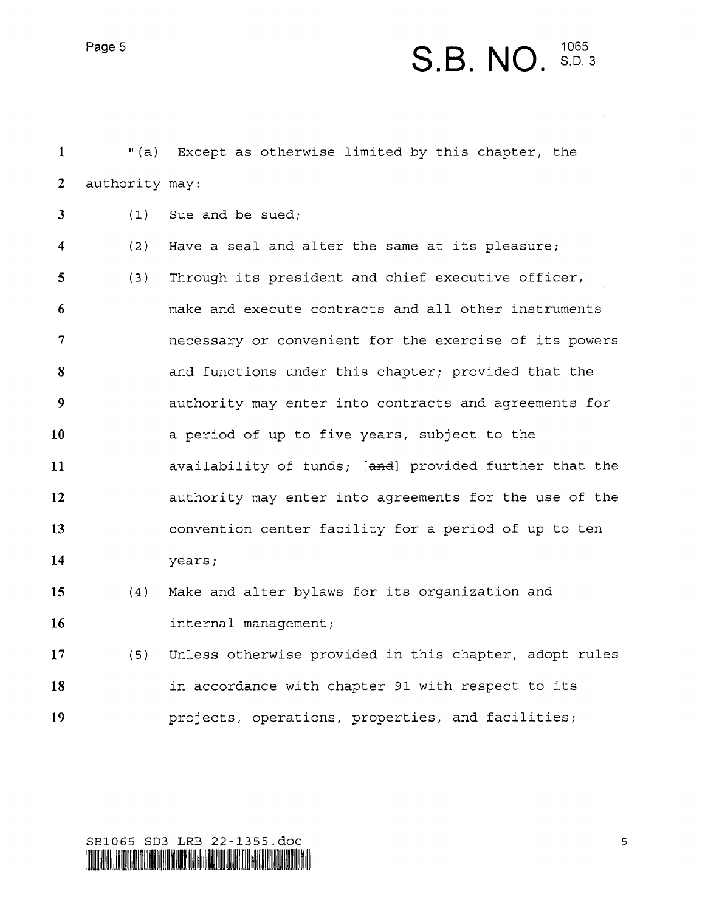"(a) Except as otherwise limited by this chapter, the authority may:

(1) Sue and be sued;

(2) Have a seal and alter the same at its pleasure;

(3) Through its president and chief executive officer, make and execute contracts and all other instruments necessary or convenient for the exercise of its powers and functions under this chapter; provided that the authority may enter into contracts and agreements for a period of up to five years, subject to the availability of funds; [~~and~~] provided further that the authority may enter into agreements for the use of the convention center facility for a period of up to ten years;

(4) Make and alter bylaws for its organization and internal management;

(5) Unless otherwise provided in this chapter, adopt rules in accordance with chapter 91 with respect to its projects, operations, properties, and facilities;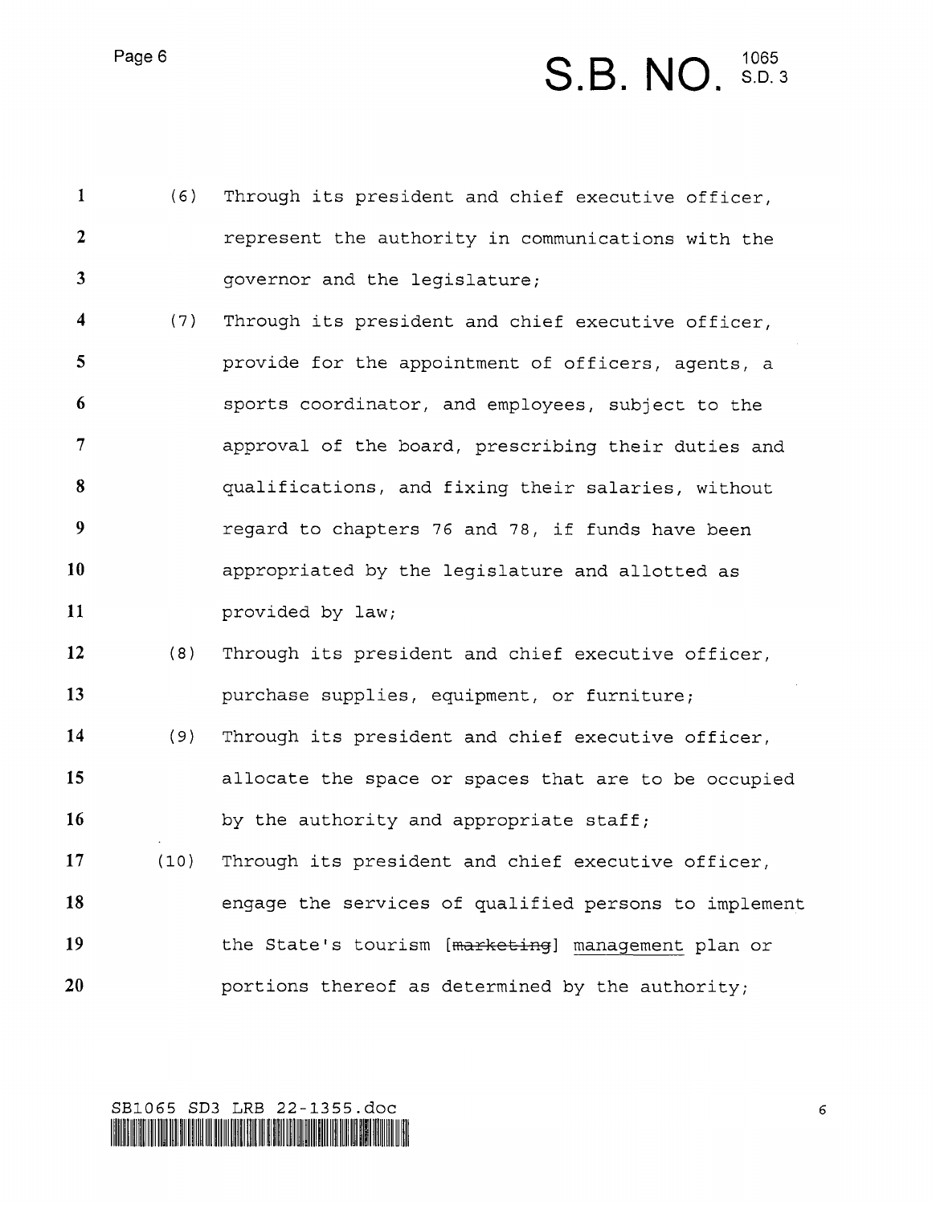(6) Through its president and chief executive officer, represent the authority in communications with the governor and the legislature;

(7) Through its president and chief executive officer, provide for the appointment of officers, agents, a sports coordinator, and employees, subject to the approval of the board, prescribing their duties and qualifications, and fixing their salaries, without regard to chapters 76 and 78, if funds have been appropriated by the legislature and allotted as provided by law;

(8) Through its president and chief executive officer, purchase supplies, equipment, or furniture;

(9) Through its president and chief executive officer, allocate the space or spaces that are to be occupied by the authority and appropriate staff;

(10) Through its president and chief executive officer, engage the services of qualified persons to implement the State's tourism [~~marketing~~] <u>management</u> plan or portions thereof as determined by the authority;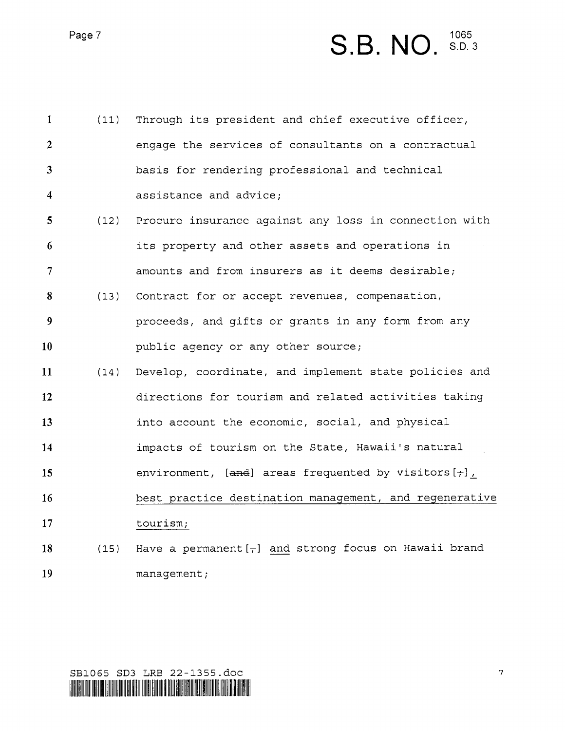(11) Through its president and chief executive officer, engage the services of consultants on a contractual basis for rendering professional and technical assistance and advice;

(12) Procure insurance against any loss in connection with its property and other assets and operations in amounts and from insurers as it deems desirable;

(13) Contract for or accept revenues, compensation, proceeds, and gifts or grants in any form from any public agency or any other source;

(14) Develop, coordinate, and implement state policies and directions for tourism and related activities taking into account the economic, social, and physical impacts of tourism on the State, Hawaii's natural environment, [~~and~~] areas frequented by visitors[~~;~~]<u>, best practice destination management, and regenerative tourism;</u>

(15) Have a permanent[~~,~~] <u>and</u> strong focus on Hawaii brand management;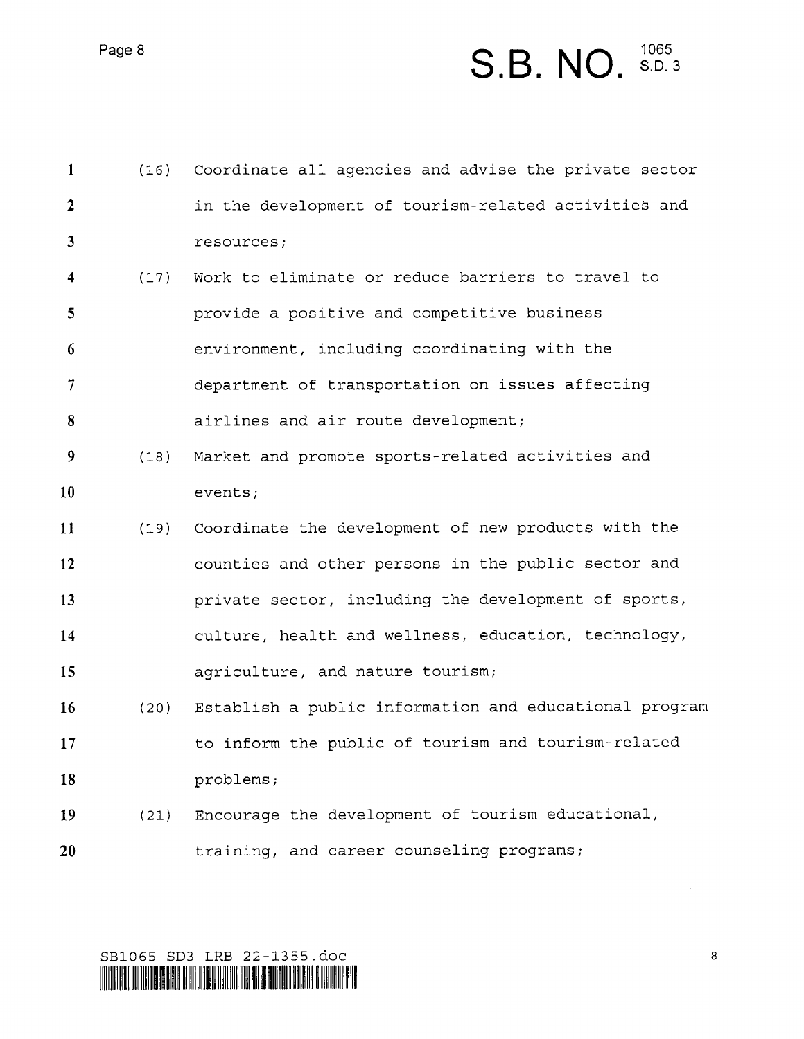(16) Coordinate all agencies and advise the private sector in the development of tourism-related activities and resources;

(17) Work to eliminate or reduce barriers to travel to provide a positive and competitive business environment, including coordinating with the department of transportation on issues affecting airlines and air route development;

(18) Market and promote sports-related activities and events;

(19) Coordinate the development of new products with the counties and other persons in the public sector and private sector, including the development of sports, culture, health and wellness, education, technology, agriculture, and nature tourism;

(20) Establish a public information and educational program to inform the public of tourism and tourism-related problems;

(21) Encourage the development of tourism educational, training, and career counseling programs;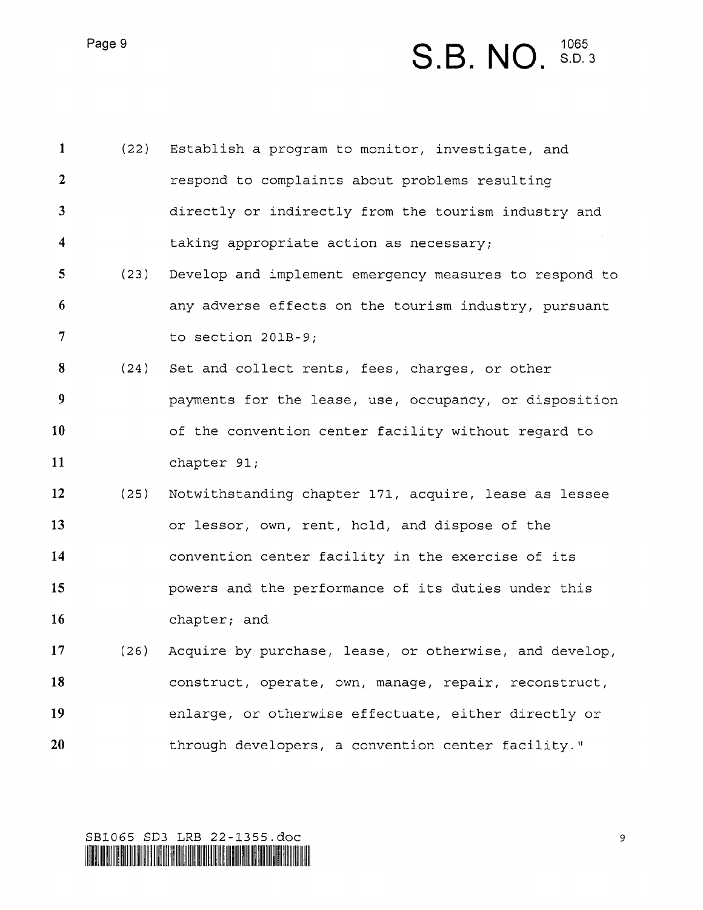(22) Establish a program to monitor, investigate, and respond to complaints about problems resulting directly or indirectly from the tourism industry and taking appropriate action as necessary;

(23) Develop and implement emergency measures to respond to any adverse effects on the tourism industry, pursuant to section 201B-9;

(24) Set and collect rents, fees, charges, or other payments for the lease, use, occupancy, or disposition of the convention center facility without regard to chapter 91;

(25) Notwithstanding chapter 171, acquire, lease as lessee or lessor, own, rent, hold, and dispose of the convention center facility in the exercise of its powers and the performance of its duties under this chapter; and

(26) Acquire by purchase, lease, or otherwise, and develop, construct, operate, own, manage, repair, reconstruct, enlarge, or otherwise effectuate, either directly or through developers, a convention center facility."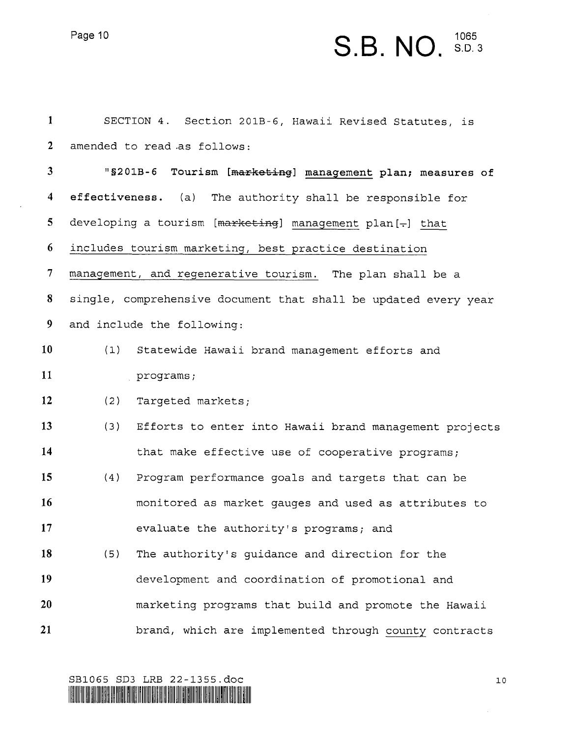SECTION 4. Section 201B-6, Hawaii Revised Statutes, is amended to read as follows:

"**§201B-6 Tourism [~~marketing~~] <u>management</u> plan; measures of effectiveness.** (a) The authority shall be responsible for developing a tourism [~~marketing~~] <u>management</u> plan[~~.~~] <u>that includes tourism marketing, best practice destination management, and regenerative tourism.</u> The plan shall be a single, comprehensive document that shall be updated every year and include the following:

(1) Statewide Hawaii brand management efforts and programs;

(2) Targeted markets;

(3) Efforts to enter into Hawaii brand management projects that make effective use of cooperative programs;

(4) Program performance goals and targets that can be monitored as market gauges and used as attributes to evaluate the authority's programs; and

(5) The authority's guidance and direction for the development and coordination of promotional and marketing programs that build and promote the Hawaii brand, which are implemented through <u>county</u> contracts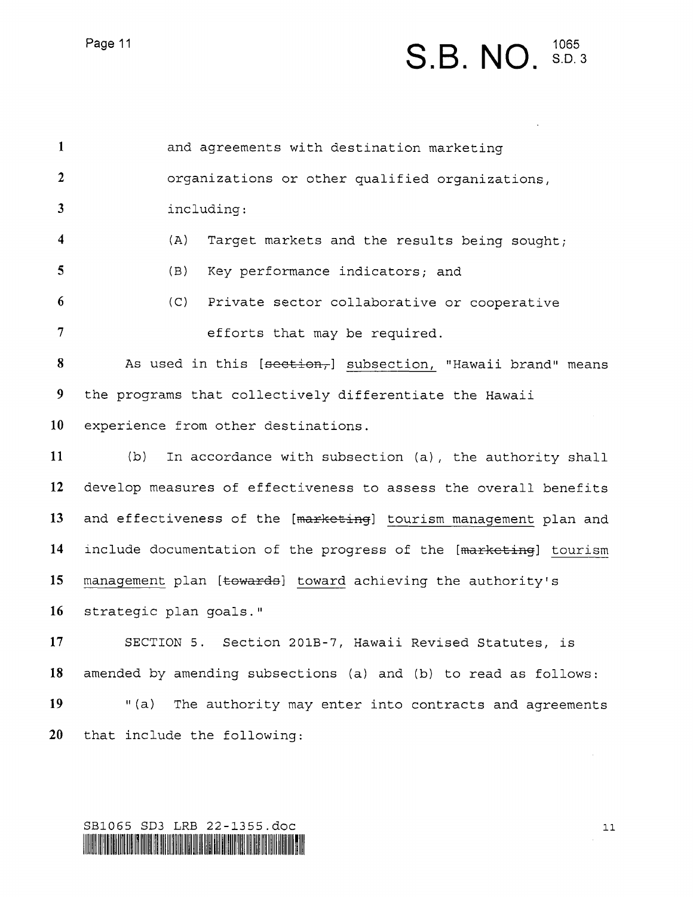and agreements with destination marketing organizations or other qualified organizations, including:

(A) Target markets and the results being sought;

(B) Key performance indicators; and

(C) Private sector collaborative or cooperative efforts that may be required.

As used in this [~~section,~~] <u>subsection,</u> "Hawaii brand" means the programs that collectively differentiate the Hawaii experience from other destinations.

(b) In accordance with subsection (a), the authority shall develop measures of effectiveness to assess the overall benefits and effectiveness of the [~~marketing~~] <u>tourism management</u> plan and include documentation of the progress of the [~~marketing~~] <u>tourism management</u> plan [~~towards~~] <u>toward</u> achieving the authority's strategic plan goals."

SECTION 5. Section 201B-7, Hawaii Revised Statutes, is amended by amending subsections (a) and (b) to read as follows:

"(a) The authority may enter into contracts and agreements that include the following: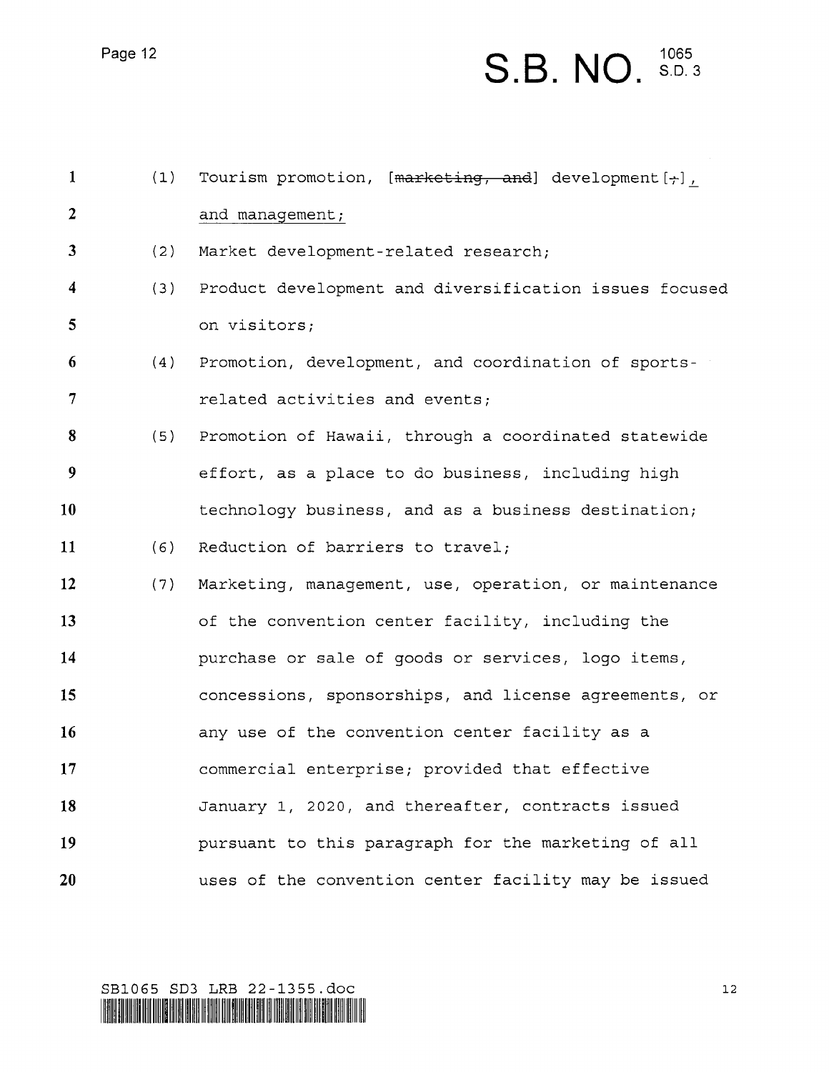(1) Tourism promotion, [~~marketing, and~~] development[~~;~~]<u>,</u> <u>and management;</u>

(2) Market development-related research;

(3) Product development and diversification issues focused on visitors;

(4) Promotion, development, and coordination of sports-related activities and events;

(5) Promotion of Hawaii, through a coordinated statewide effort, as a place to do business, including high technology business, and as a business destination;

(6) Reduction of barriers to travel;

(7) Marketing, management, use, operation, or maintenance of the convention center facility, including the purchase or sale of goods or services, logo items, concessions, sponsorships, and license agreements, or any use of the convention center facility as a commercial enterprise; provided that effective January 1, 2020, and thereafter, contracts issued pursuant to this paragraph for the marketing of all uses of the convention center facility may be issued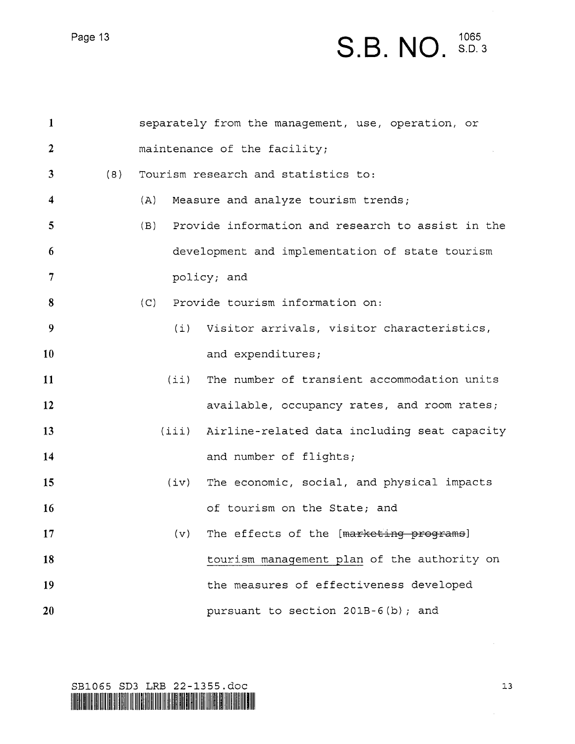separately from the management, use, operation, or maintenance of the facility;

(8) Tourism research and statistics to:

(A) Measure and analyze tourism trends;

(B) Provide information and research to assist in the development and implementation of state tourism policy; and

(C) Provide tourism information on:

(i) Visitor arrivals, visitor characteristics, and expenditures;

(ii) The number of transient accommodation units available, occupancy rates, and room rates;

(iii) Airline-related data including seat capacity and number of flights;

(iv) The economic, social, and physical impacts of tourism on the State; and

(v) The effects of the [~~marketing programs~~] <u>tourism management plan</u> of the authority on the measures of effectiveness developed pursuant to section 201B-6(b); and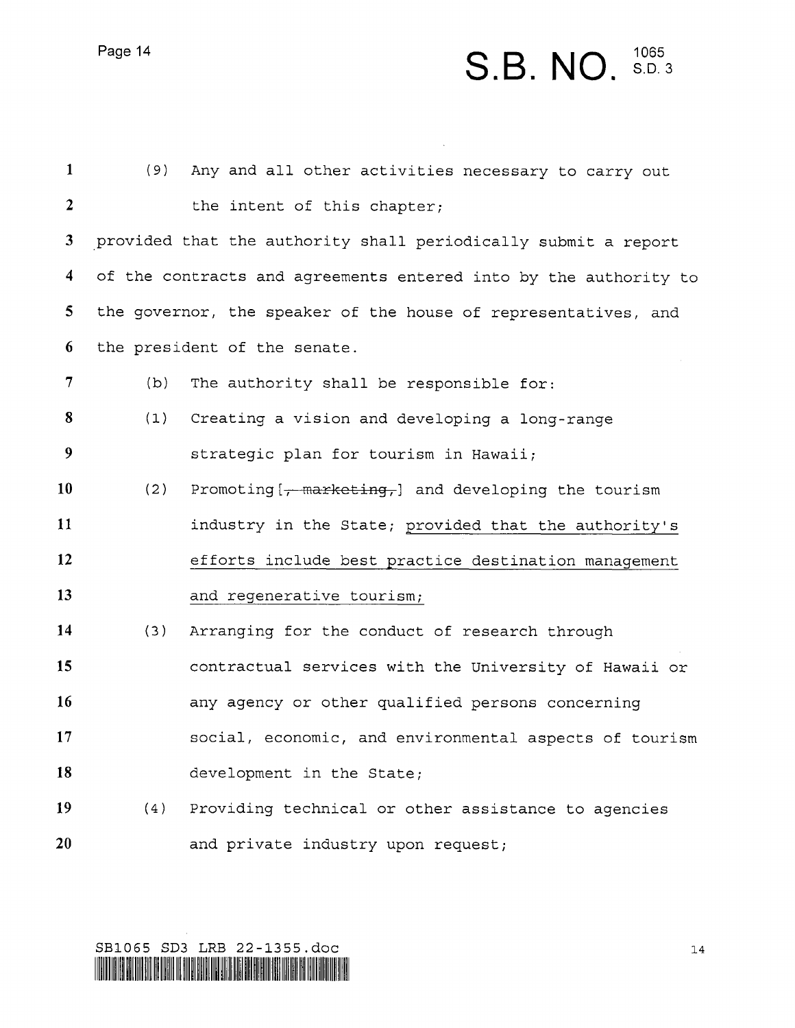(9) Any and all other activities necessary to carry out the intent of this chapter;

provided that the authority shall periodically submit a report of the contracts and agreements entered into by the authority to the governor, the speaker of the house of representatives, and the president of the senate.

(b) The authority shall be responsible for:

(1) Creating a vision and developing a long-range strategic plan for tourism in Hawaii;

(2) Promoting[~~, marketing,~~] and developing the tourism industry in the State; <u>provided that the authority's efforts include best practice destination management and regenerative tourism;</u>

(3) Arranging for the conduct of research through contractual services with the University of Hawaii or any agency or other qualified persons concerning social, economic, and environmental aspects of tourism development in the State;

(4) Providing technical or other assistance to agencies and private industry upon request;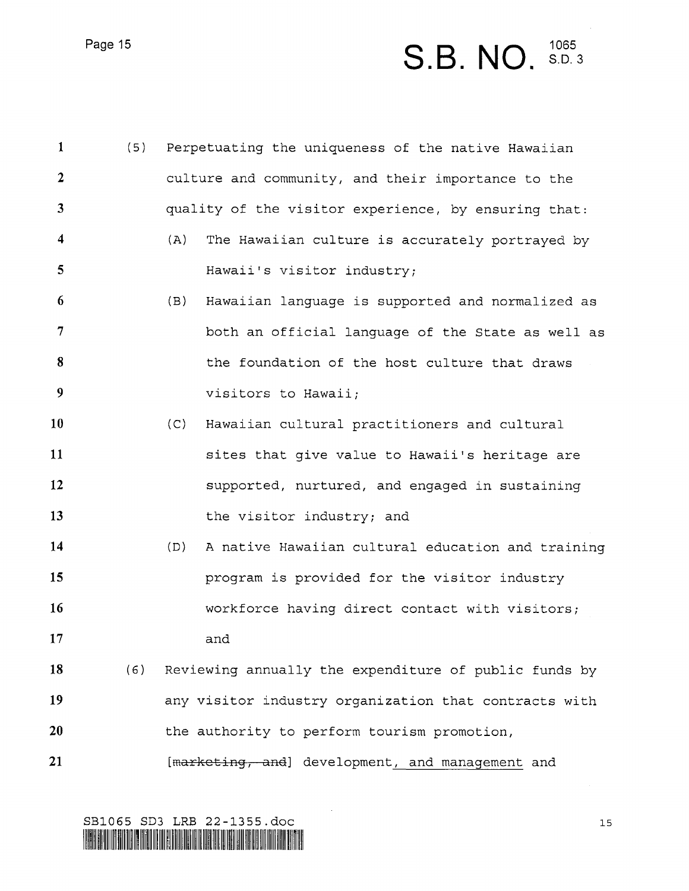(5) Perpetuating the uniqueness of the native Hawaiian culture and community, and their importance to the quality of the visitor experience, by ensuring that:

   (A) The Hawaiian culture is accurately portrayed by Hawaii's visitor industry;

   (B) Hawaiian language is supported and normalized as both an official language of the State as well as the foundation of the host culture that draws visitors to Hawaii;

   (C) Hawaiian cultural practitioners and cultural sites that give value to Hawaii's heritage are supported, nurtured, and engaged in sustaining the visitor industry; and

   (D) A native Hawaiian cultural education and training program is provided for the visitor industry workforce having direct contact with visitors; and

(6) Reviewing annually the expenditure of public funds by any visitor industry organization that contracts with the authority to perform tourism promotion, [~~marketing, and~~] development, <u>and management</u> and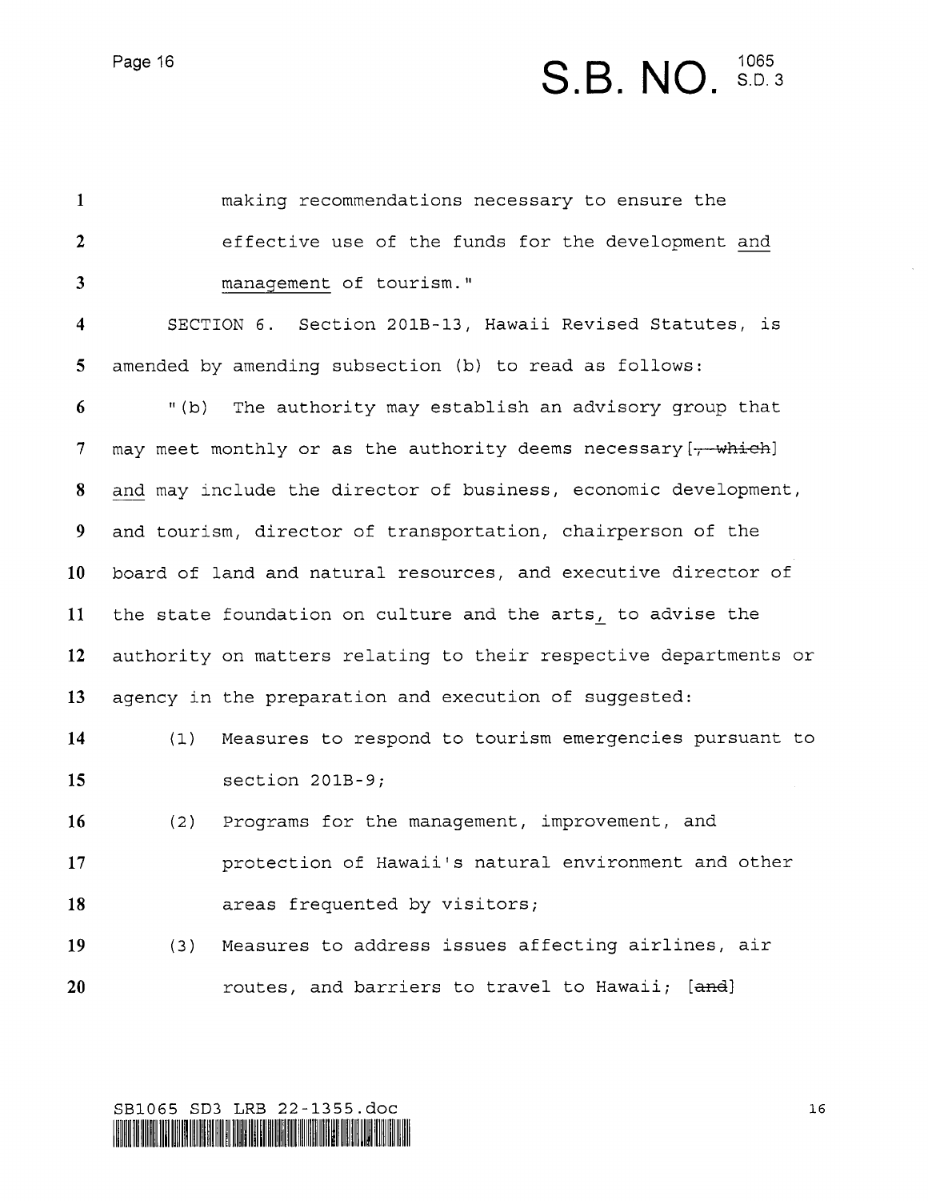making recommendations necessary to ensure the effective use of the funds for the development and management of tourism."

SECTION 6. Section 201B-13, Hawaii Revised Statutes, is amended by amending subsection (b) to read as follows:

"(b) The authority may establish an advisory group that may meet monthly or as the authority deems necessary [~~, which~~] and may include the director of business, economic development, and tourism, director of transportation, chairperson of the board of land and natural resources, and executive director of the state foundation on culture and the arts, to advise the authority on matters relating to their respective departments or agency in the preparation and execution of suggested:

(1) Measures to respond to tourism emergencies pursuant to section 201B-9;

(2) Programs for the management, improvement, and protection of Hawaii's natural environment and other areas frequented by visitors;

(3) Measures to address issues affecting airlines, air routes, and barriers to travel to Hawaii; [~~and~~]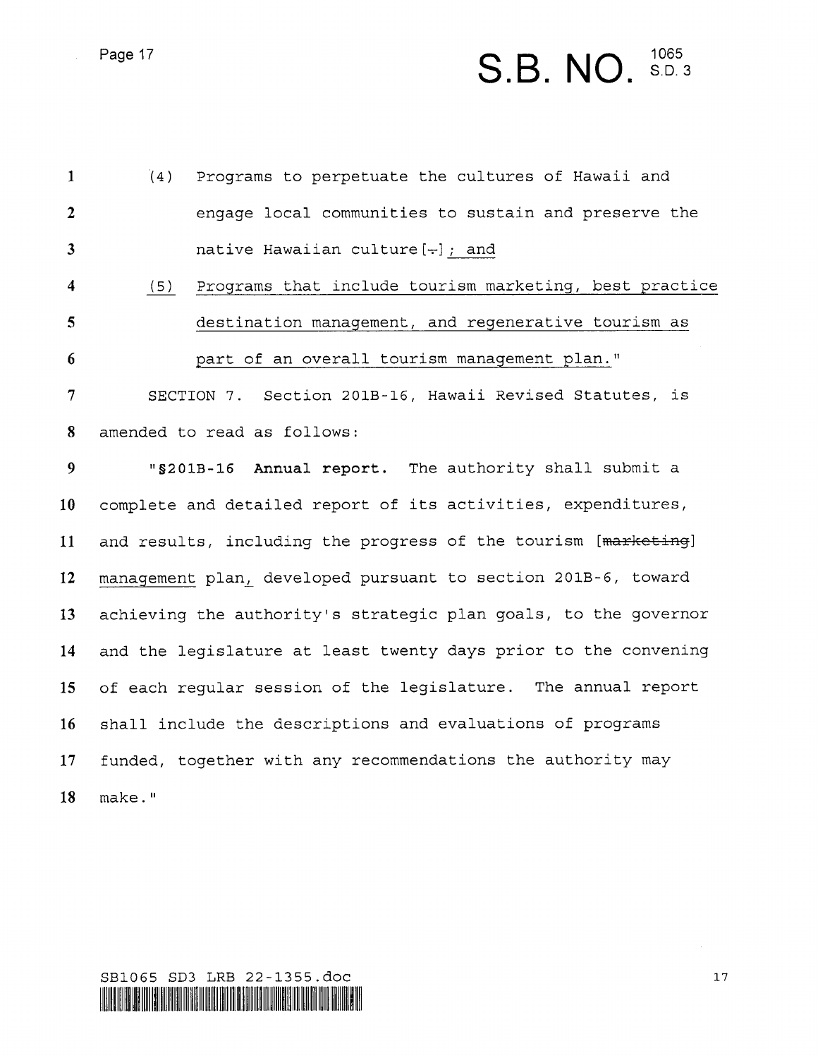(4) Programs to perpetuate the cultures of Hawaii and engage local communities to sustain and preserve the native Hawaiian culture[.]; and

(5) Programs that include tourism marketing, best practice destination management, and regenerative tourism as part of an overall tourism management plan."

SECTION 7. Section 201B-16, Hawaii Revised Statutes, is amended to read as follows:

"§201B-16 **Annual report.** The authority shall submit a complete and detailed report of its activities, expenditures, and results, including the progress of the tourism [~~marketing~~] management plan, developed pursuant to section 201B-6, toward achieving the authority's strategic plan goals, to the governor and the legislature at least twenty days prior to the convening of each regular session of the legislature. The annual report shall include the descriptions and evaluations of programs funded, together with any recommendations the authority may make."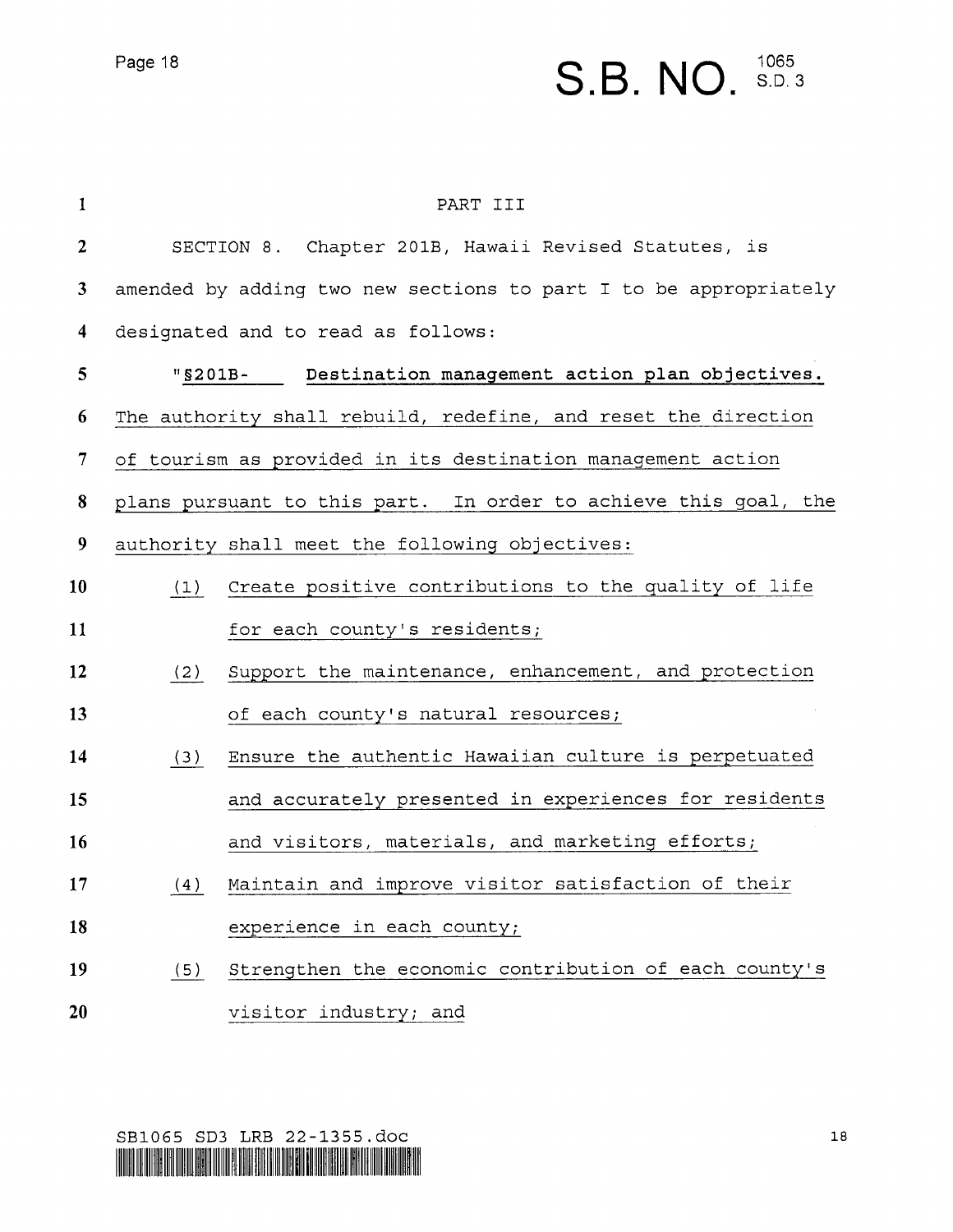PART III

SECTION 8. Chapter 201B, Hawaii Revised Statutes, is amended by adding two new sections to part I to be appropriately designated and to read as follows:

"§201B- **Destination management action plan objectives.** The authority shall rebuild, redefine, and reset the direction of tourism as provided in its destination management action plans pursuant to this part. In order to achieve this goal, the authority shall meet the following objectives:

(1) Create positive contributions to the quality of life for each county's residents;

(2) Support the maintenance, enhancement, and protection of each county's natural resources;

(3) Ensure the authentic Hawaiian culture is perpetuated and accurately presented in experiences for residents and visitors, materials, and marketing efforts;

(4) Maintain and improve visitor satisfaction of their experience in each county;

(5) Strengthen the economic contribution of each county's visitor industry; and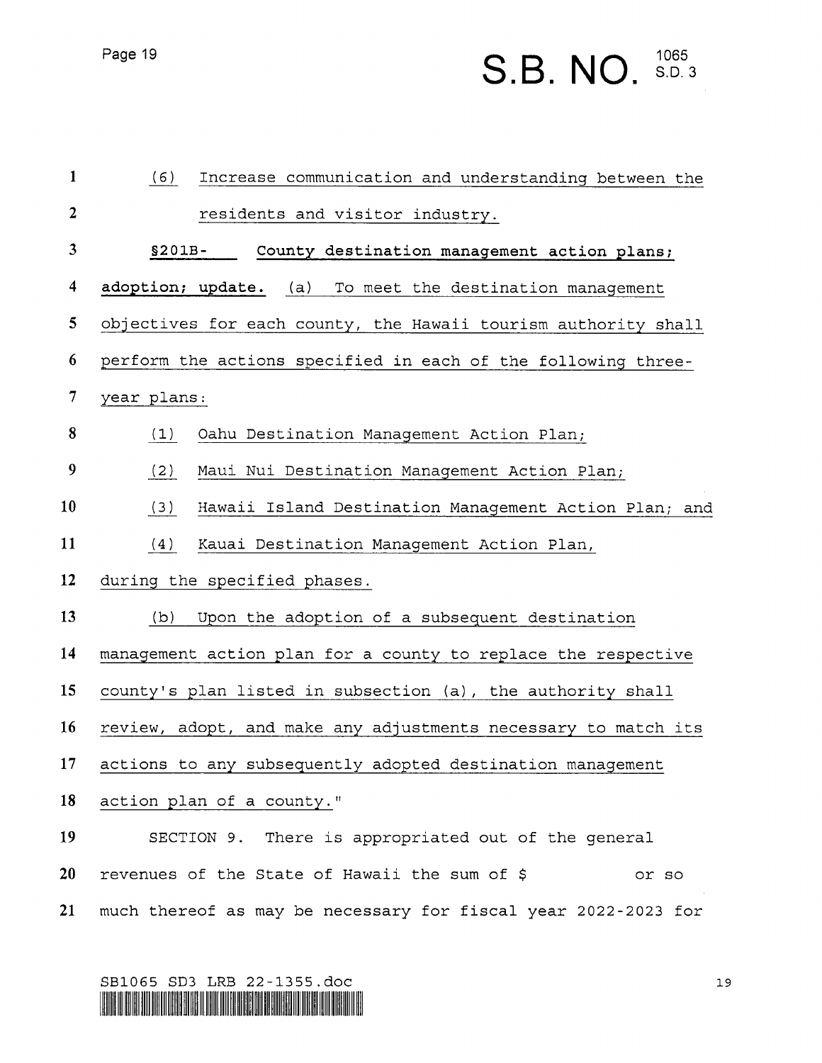(6) Increase communication and understanding between the residents and visitor industry.

**§201B- County destination management action plans; adoption; update.** (a) To meet the destination management objectives for each county, the Hawaii tourism authority shall perform the actions specified in each of the following three-year plans:

(1) Oahu Destination Management Action Plan;

(2) Maui Nui Destination Management Action Plan;

(3) Hawaii Island Destination Management Action Plan; and

(4) Kauai Destination Management Action Plan,

during the specified phases.

(b) Upon the adoption of a subsequent destination management action plan for a county to replace the respective county's plan listed in subsection (a), the authority shall review, adopt, and make any adjustments necessary to match its actions to any subsequently adopted destination management action plan of a county."

SECTION 9. There is appropriated out of the general revenues of the State of Hawaii the sum of $ or so much thereof as may be necessary for fiscal year 2022-2023 for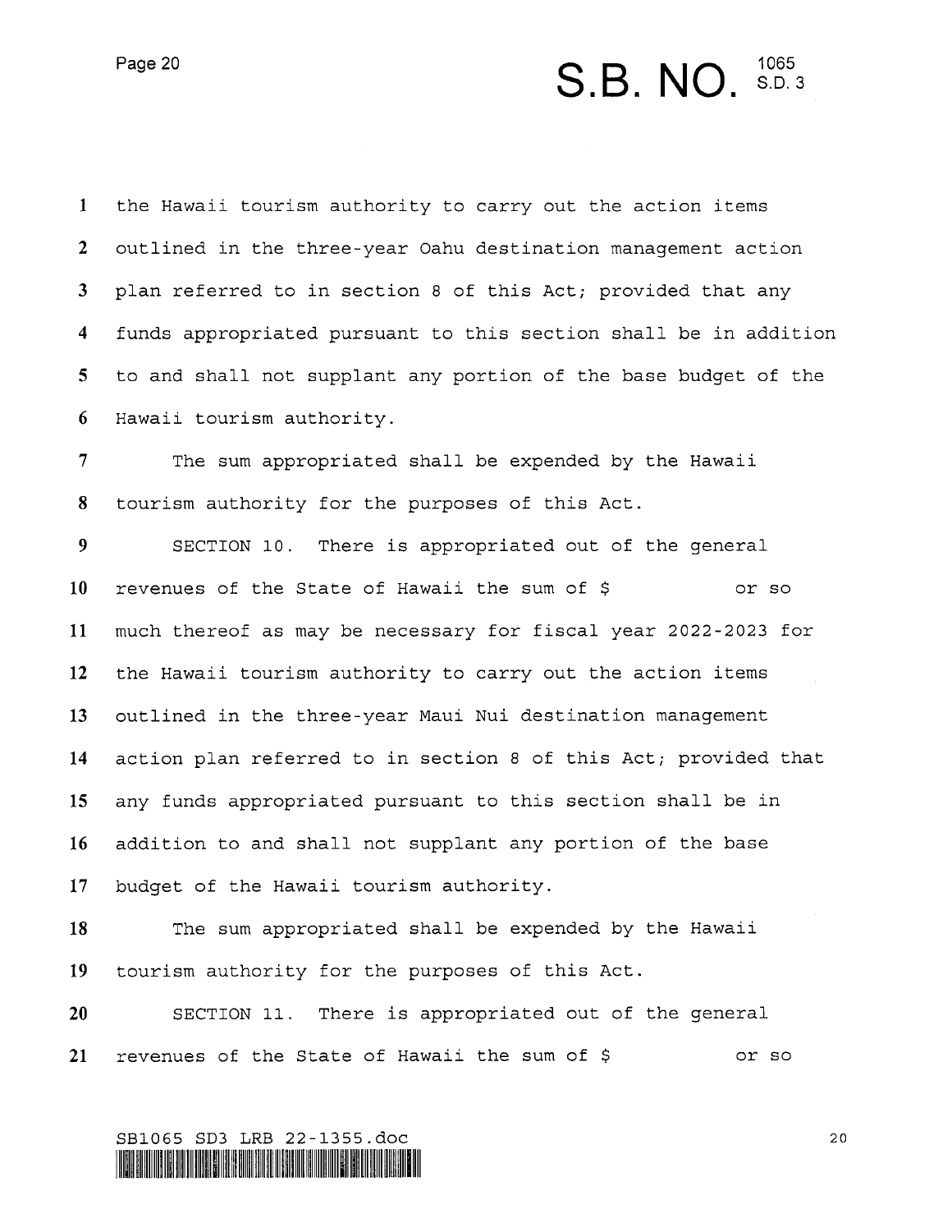the Hawaii tourism authority to carry out the action items outlined in the three-year Oahu destination management action plan referred to in section 8 of this Act; provided that any funds appropriated pursuant to this section shall be in addition to and shall not supplant any portion of the base budget of the Hawaii tourism authority.

The sum appropriated shall be expended by the Hawaii tourism authority for the purposes of this Act.

SECTION 10. There is appropriated out of the general revenues of the State of Hawaii the sum of $ or so much thereof as may be necessary for fiscal year 2022-2023 for the Hawaii tourism authority to carry out the action items outlined in the three-year Maui Nui destination management action plan referred to in section 8 of this Act; provided that any funds appropriated pursuant to this section shall be in addition to and shall not supplant any portion of the base budget of the Hawaii tourism authority.

The sum appropriated shall be expended by the Hawaii tourism authority for the purposes of this Act.

SECTION 11. There is appropriated out of the general revenues of the State of Hawaii the sum of $ or so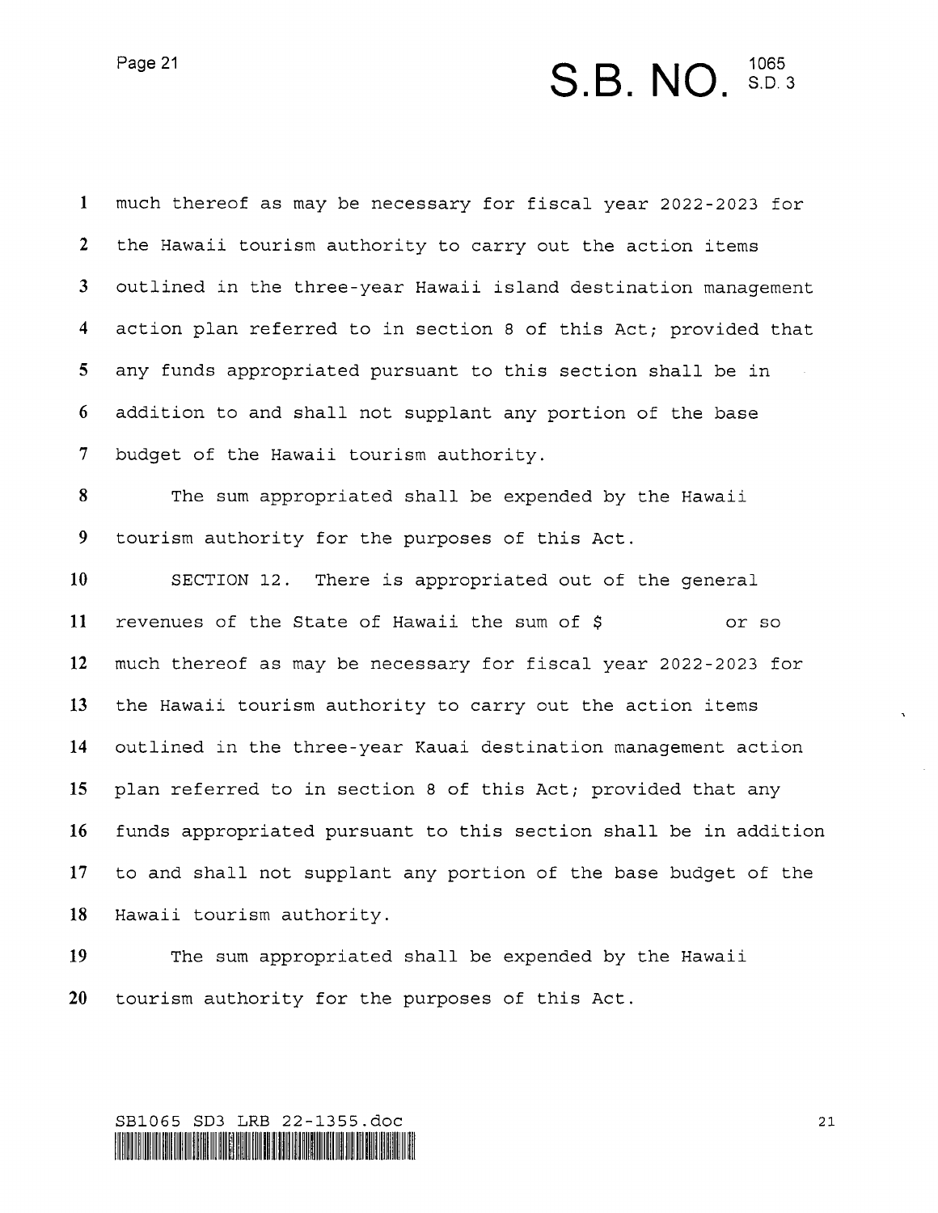much thereof as may be necessary for fiscal year 2022-2023 for the Hawaii tourism authority to carry out the action items outlined in the three-year Hawaii island destination management action plan referred to in section 8 of this Act; provided that any funds appropriated pursuant to this section shall be in addition to and shall not supplant any portion of the base budget of the Hawaii tourism authority.

The sum appropriated shall be expended by the Hawaii tourism authority for the purposes of this Act.

SECTION 12. There is appropriated out of the general revenues of the State of Hawaii the sum of $ or so much thereof as may be necessary for fiscal year 2022-2023 for the Hawaii tourism authority to carry out the action items outlined in the three-year Kauai destination management action plan referred to in section 8 of this Act; provided that any funds appropriated pursuant to this section shall be in addition to and shall not supplant any portion of the base budget of the Hawaii tourism authority.

The sum appropriated shall be expended by the Hawaii tourism authority for the purposes of this Act.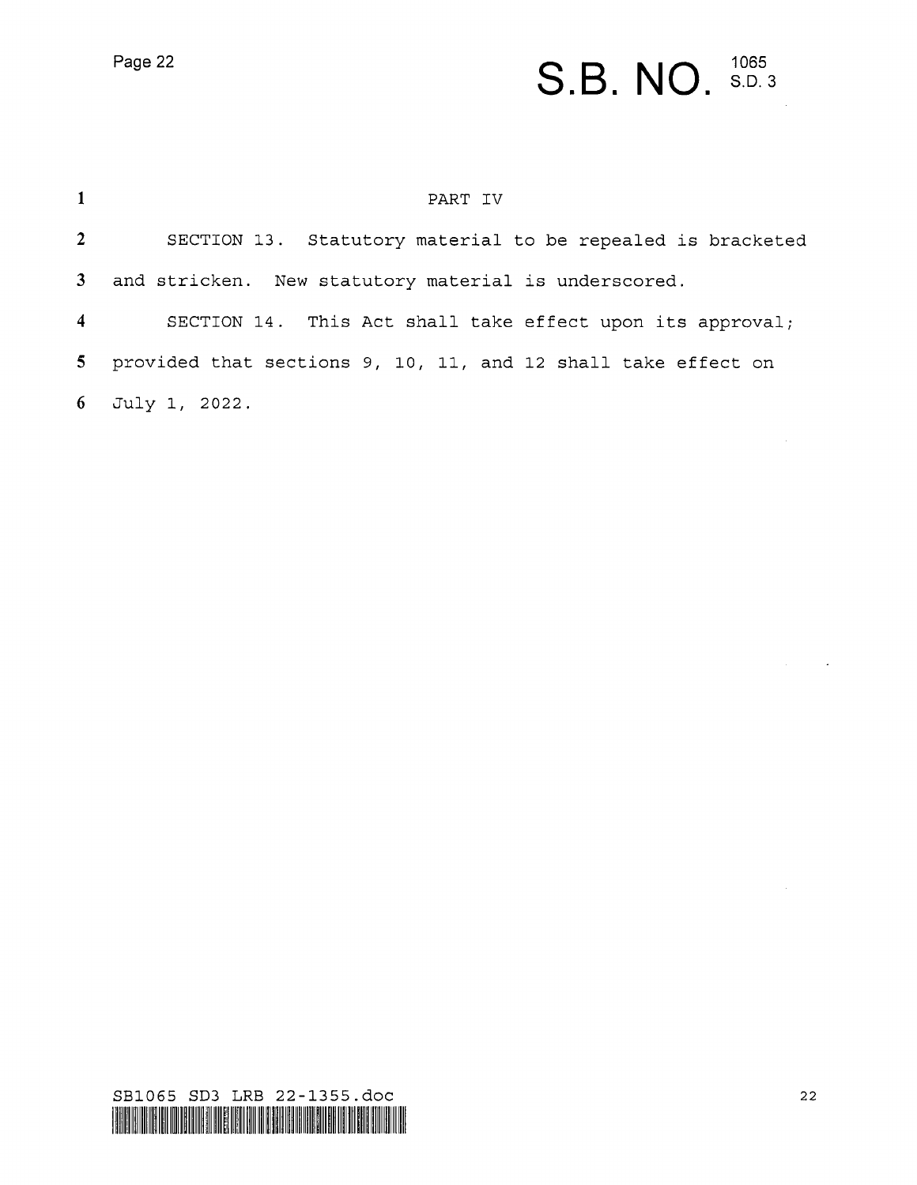PART IV

SECTION 13. Statutory material to be repealed is bracketed and stricken. New statutory material is underscored.

SECTION 14. This Act shall take effect upon its approval; provided that sections 9, 10, 11, and 12 shall take effect on July 1, 2022.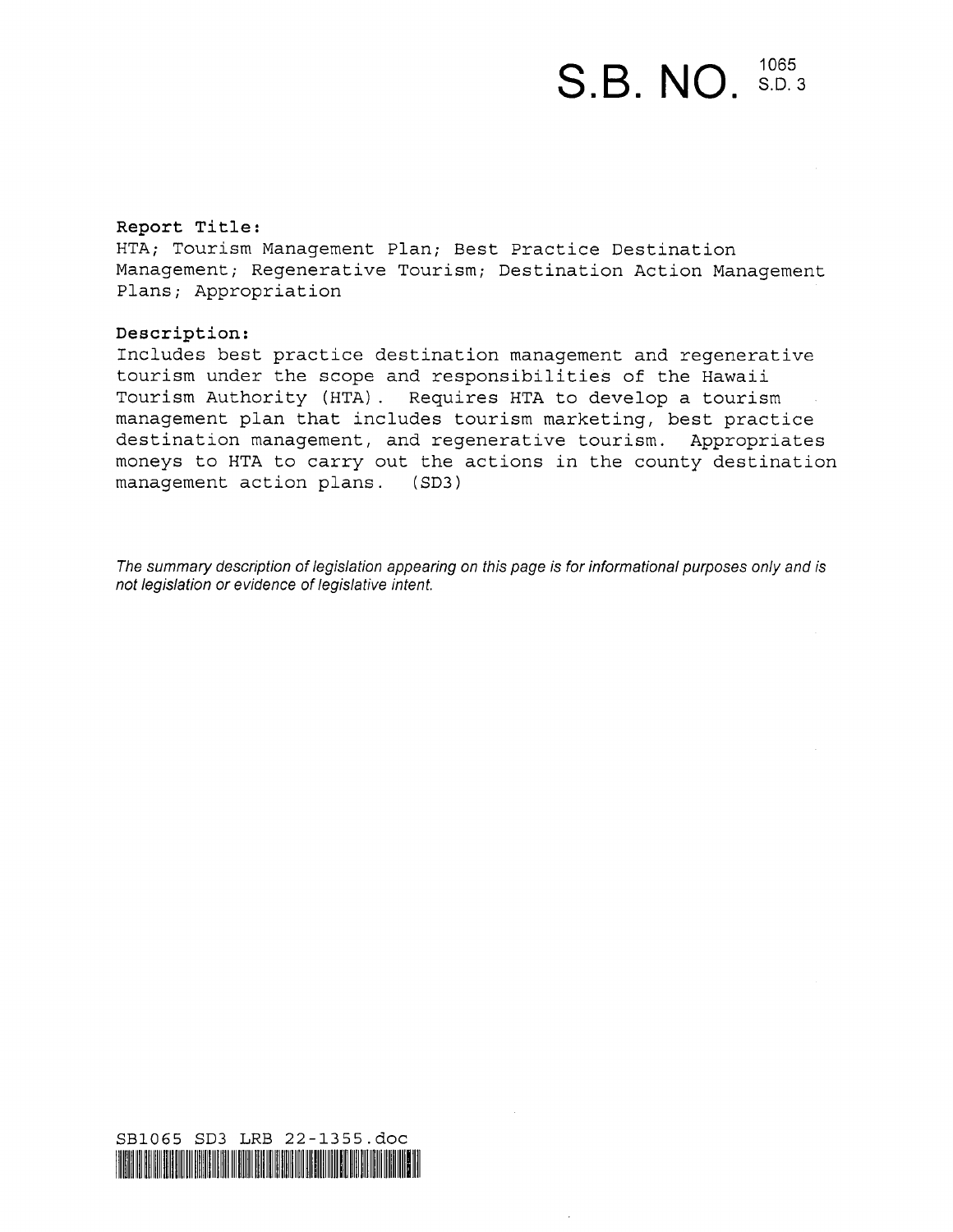# S.B. NO. 1065 S.D. 3

**Report Title:**
HTA; Tourism Management Plan; Best Practice Destination Management; Regenerative Tourism; Destination Action Management Plans; Appropriation

**Description:**
Includes best practice destination management and regenerative tourism under the scope and responsibilities of the Hawaii Tourism Authority (HTA). Requires HTA to develop a tourism management plan that includes tourism marketing, best practice destination management, and regenerative tourism. Appropriates moneys to HTA to carry out the actions in the county destination management action plans. (SD3)

*The summary description of legislation appearing on this page is for informational purposes only and is not legislation or evidence of legislative intent.*

SB1065 SD3 LRB 22-1355.doc